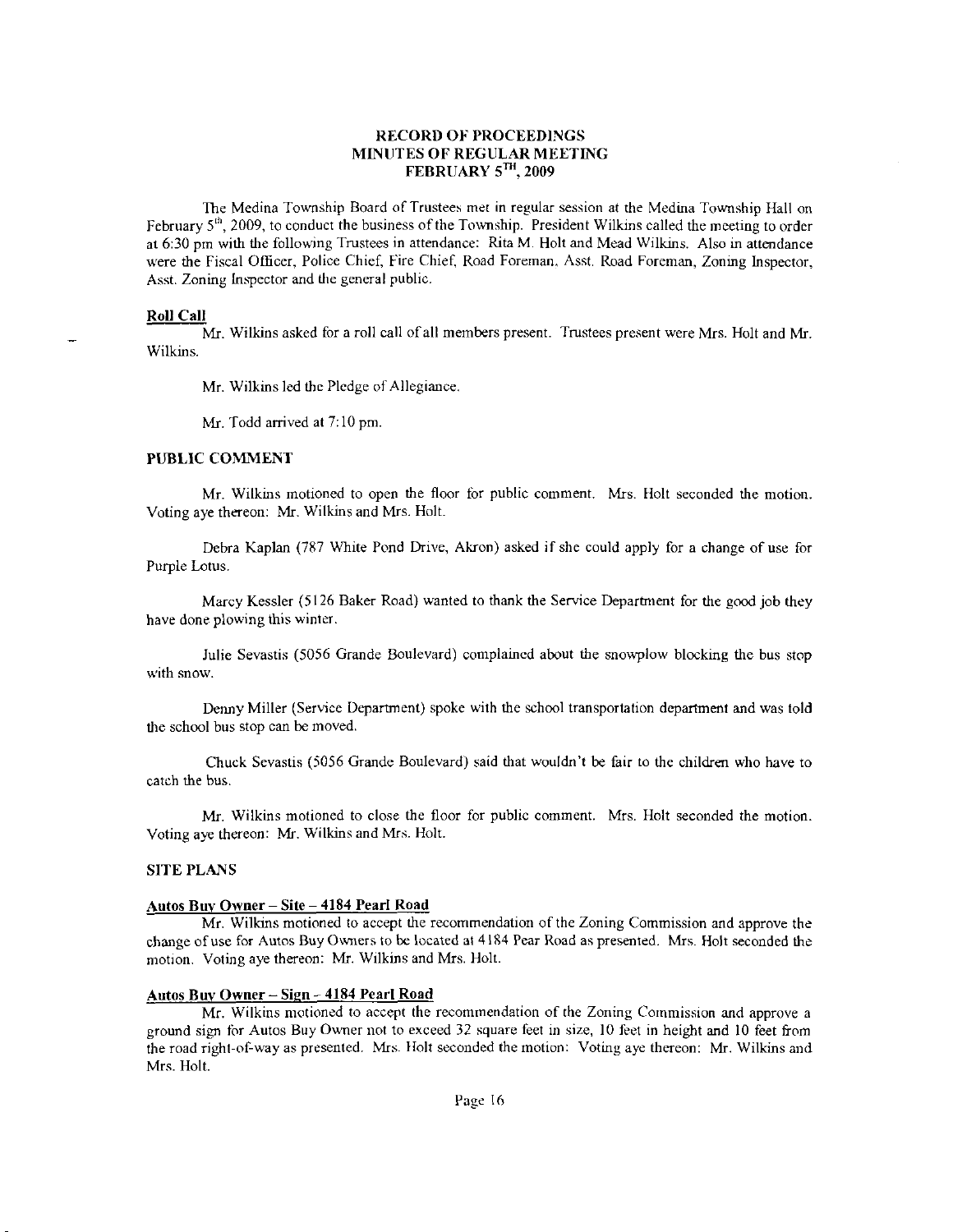# RECORD OF PROCEEDINGS
## MINUTES OF REGULAR MEETING
## FEBRUARY 5TH, 2009

The Medina Township Board of Trustees met in regular session at the Medina Township Hall on February 5th, 2009, to conduct the business of the Township. President Wilkins called the meeting to order at 6:30 pm with the following Trustees in attendance: Rita M. Holt and Mead Wilkins. Also in attendance were the Fiscal Officer, Police Chief, Fire Chief, Road Foreman, Asst. Road Foreman, Zoning Inspector, Asst. Zoning Inspector and the general public.

### Roll Call

Mr. Wilkins asked for a roll call of all members present. Trustees present were Mrs. Holt and Mr. Wilkins.

Mr. Wilkins led the Pledge of Allegiance.

Mr. Todd arrived at 7:10 pm.

### PUBLIC COMMENT

Mr. Wilkins motioned to open the floor for public comment. Mrs. Holt seconded the motion. Voting aye thereon: Mr. Wilkins and Mrs. Holt.

Debra Kaplan (787 White Pond Drive, Akron) asked if she could apply for a change of use for Purple Lotus.

Marcy Kessler (5126 Baker Road) wanted to thank the Service Department for the good job they have done plowing this winter.

Julie Sevastis (5056 Grande Boulevard) complained about the snowplow blocking the bus stop with snow.

Denny Miller (Service Department) spoke with the school transportation department and was told the school bus stop can be moved.

Chuck Sevastis (5056 Grande Boulevard) said that wouldn't be fair to the children who have to catch the bus.

Mr. Wilkins motioned to close the floor for public comment. Mrs. Holt seconded the motion. Voting aye thereon: Mr. Wilkins and Mrs. Holt.

### SITE PLANS

#### Autos Buy Owner – Site – 4184 Pearl Road

Mr. Wilkins motioned to accept the recommendation of the Zoning Commission and approve the change of use for Autos Buy Owners to be located at 4184 Pear Road as presented. Mrs. Holt seconded the motion. Voting aye thereon: Mr. Wilkins and Mrs. Holt.

#### Autos Buy Owner – Sign – 4184 Pearl Road

Mr. Wilkins motioned to accept the recommendation of the Zoning Commission and approve a ground sign for Autos Buy Owner not to exceed 32 square feet in size, 10 feet in height and 10 feet from the road right-of-way as presented. Mrs. Holt seconded the motion: Voting aye thereon: Mr. Wilkins and Mrs. Holt.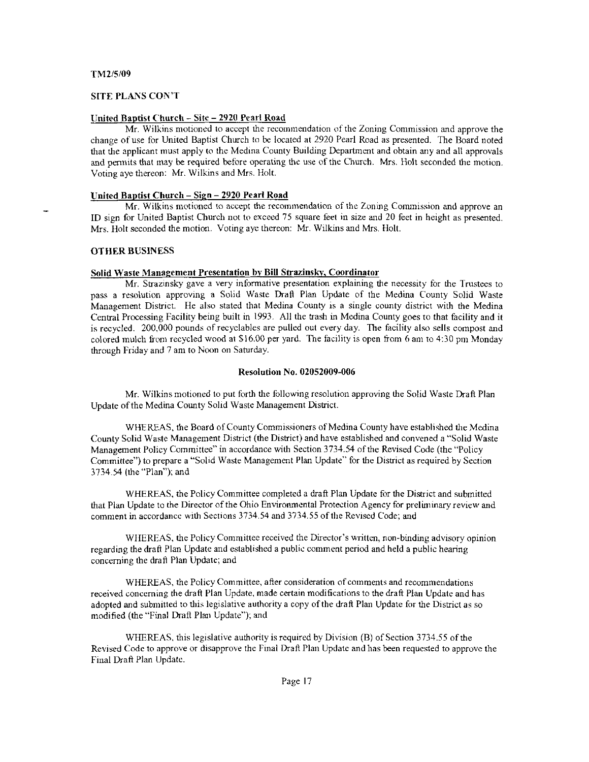TM2/5/09

## SITE PLANS CON'T

### United Baptist Church – Site – 2920 Pearl Road

Mr. Wilkins motioned to accept the recommendation of the Zoning Commission and approve the change of use for United Baptist Church to be located at 2920 Pearl Road as presented. The Board noted that the applicant must apply to the Medina County Building Department and obtain any and all approvals and permits that may be required before operating the use of the Church. Mrs. Holt seconded the motion. Voting aye thereon: Mr. Wilkins and Mrs. Holt.

### United Baptist Church – Sign – 2920 Pearl Road

Mr. Wilkins motioned to accept the recommendation of the Zoning Commission and approve an ID sign for United Baptist Church not to exceed 75 square feet in size and 20 feet in height as presented. Mrs. Holt seconded the motion. Voting aye thereon: Mr. Wilkins and Mrs. Holt.

## OTHER BUSINESS

### Solid Waste Management Presentation by Bill Strazinsky, Coordinator

Mr. Strazinsky gave a very informative presentation explaining the necessity for the Trustees to pass a resolution approving a Solid Waste Draft Plan Update of the Medina County Solid Waste Management District. He also stated that Medina County is a single county district with the Medina Central Processing Facility being built in 1993. All the trash in Medina County goes to that facility and it is recycled. 200,000 pounds of recyclables are pulled out every day. The facility also sells compost and colored mulch from recycled wood at $16.00 per yard. The facility is open from 6 am to 4:30 pm Monday through Friday and 7 am to Noon on Saturday.

**Resolution No. 02052009-006**

Mr. Wilkins motioned to put forth the following resolution approving the Solid Waste Draft Plan Update of the Medina County Solid Waste Management District.

WHEREAS, the Board of County Commissioners of Medina County have established the Medina County Solid Waste Management District (the District) and have established and convened a "Solid Waste Management Policy Committee" in accordance with Section 3734.54 of the Revised Code (the "Policy Committee") to prepare a "Solid Waste Management Plan Update" for the District as required by Section 3734.54 (the "Plan"); and

WHEREAS, the Policy Committee completed a draft Plan Update for the District and submitted that Plan Update to the Director of the Ohio Environmental Protection Agency for preliminary review and comment in accordance with Sections 3734.54 and 3734.55 of the Revised Code; and

WHEREAS, the Policy Committee received the Director's written, non-binding advisory opinion regarding the draft Plan Update and established a public comment period and held a public hearing concerning the draft Plan Update; and

WHEREAS, the Policy Committee, after consideration of comments and recommendations received concerning the draft Plan Update, made certain modifications to the draft Plan Update and has adopted and submitted to this legislative authority a copy of the draft Plan Update for the District as so modified (the "Final Draft Plan Update"); and

WHEREAS, this legislative authority is required by Division (B) of Section 3734.55 of the Revised Code to approve or disapprove the Final Draft Plan Update and has been requested to approve the Final Draft Plan Update.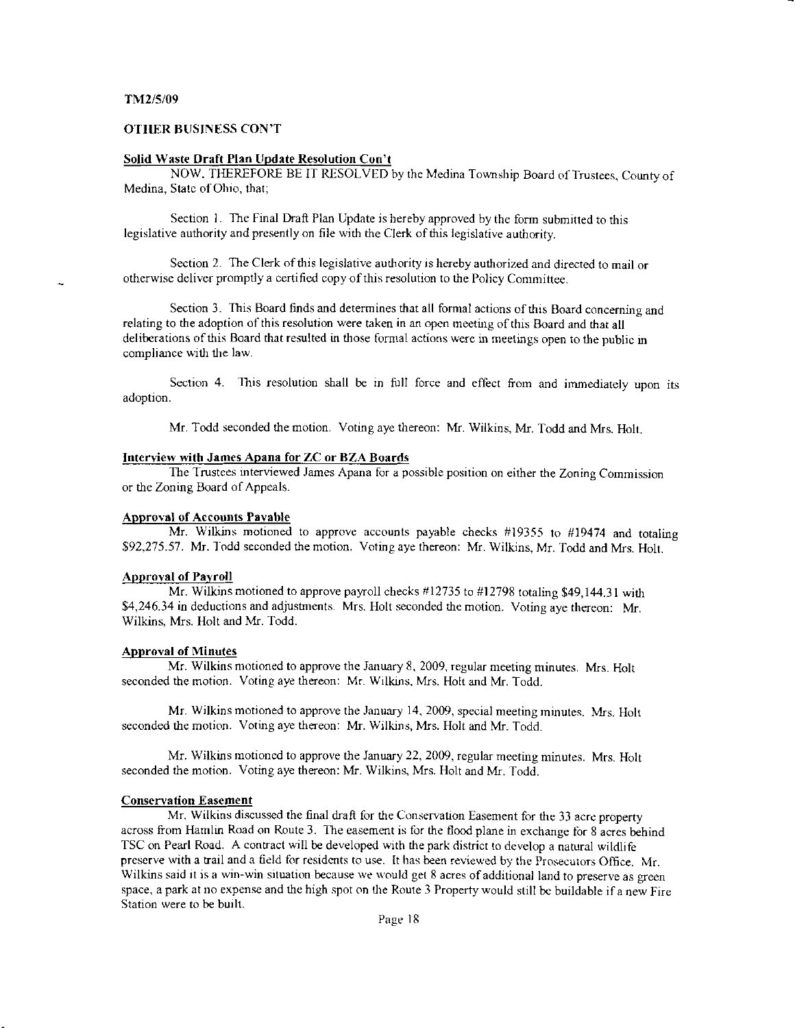TM2/5/09

OTHER BUSINESS CON'T

**Solid Waste Draft Plan Update Resolution Con't**

NOW, THEREFORE BE IT RESOLVED by the Medina Township Board of Trustees, County of Medina, State of Ohio, that;

Section 1. The Final Draft Plan Update is hereby approved by the form submitted to this legislative authority and presently on file with the Clerk of this legislative authority.

Section 2. The Clerk of this legislative authority is hereby authorized and directed to mail or otherwise deliver promptly a certified copy of this resolution to the Policy Committee.

Section 3. This Board finds and determines that all formal actions of this Board concerning and relating to the adoption of this resolution were taken in an open meeting of this Board and that all deliberations of this Board that resulted in those formal actions were in meetings open to the public in compliance with the law.

Section 4. This resolution shall be in full force and effect from and immediately upon its adoption.

Mr. Todd seconded the motion. Voting aye thereon: Mr. Wilkins, Mr. Todd and Mrs. Holt.

**Interview with James Apana for ZC or BZA Boards**

The Trustees interviewed James Apana for a possible position on either the Zoning Commission or the Zoning Board of Appeals.

**Approval of Accounts Payable**

Mr. Wilkins motioned to approve accounts payable checks #19355 to #19474 and totaling $92,275.57. Mr. Todd seconded the motion. Voting aye thereon: Mr. Wilkins, Mr. Todd and Mrs. Holt.

**Approval of Payroll**

Mr. Wilkins motioned to approve payroll checks #12735 to #12798 totaling $49,144.31 with $4,246.34 in deductions and adjustments. Mrs. Holt seconded the motion. Voting aye thereon: Mr. Wilkins, Mrs. Holt and Mr. Todd.

**Approval of Minutes**

Mr. Wilkins motioned to approve the January 8, 2009, regular meeting minutes. Mrs. Holt seconded the motion. Voting aye thereon: Mr. Wilkins, Mrs. Holt and Mr. Todd.

Mr. Wilkins motioned to approve the January 14, 2009, special meeting minutes. Mrs. Holt seconded the motion. Voting aye thereon: Mr. Wilkins, Mrs. Holt and Mr. Todd.

Mr. Wilkins motioned to approve the January 22, 2009, regular meeting minutes. Mrs. Holt seconded the motion. Voting aye thereon: Mr. Wilkins, Mrs. Holt and Mr. Todd.

**Conservation Easement**

Mr. Wilkins discussed the final draft for the Conservation Easement for the 33 acre property across from Hamlin Road on Route 3. The easement is for the flood plane in exchange for 8 acres behind TSC on Pearl Road. A contract will be developed with the park district to develop a natural wildlife preserve with a trail and a field for residents to use. It has been reviewed by the Prosecutors Office. Mr. Wilkins said it is a win-win situation because we would get 8 acres of additional land to preserve as green space, a park at no expense and the high spot on the Route 3 Property would still be buildable if a new Fire Station were to be built.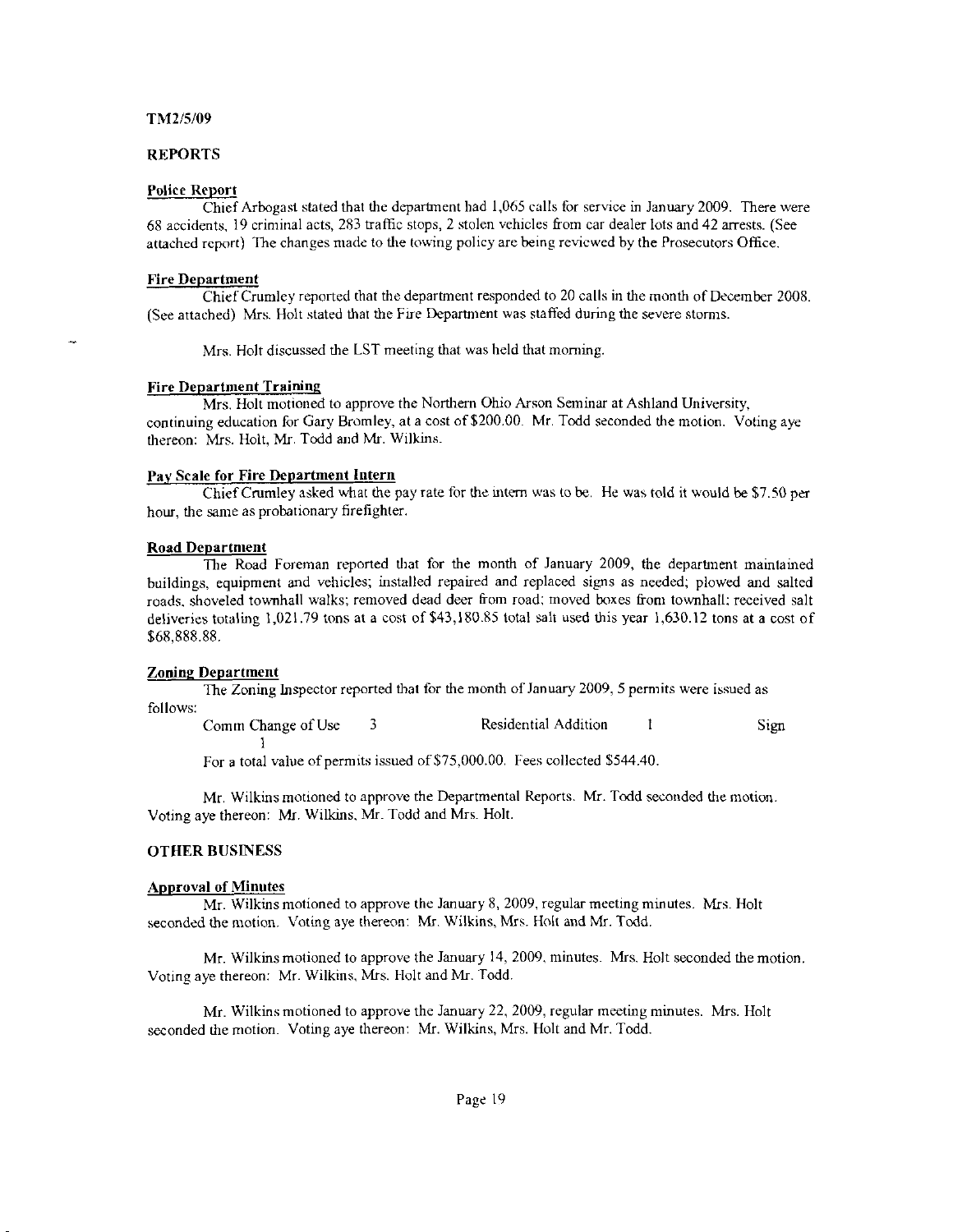TM2/5/09

## REPORTS

**Police Report**

Chief Arbogast stated that the department had 1,065 calls for service in January 2009. There were 68 accidents, 19 criminal acts, 283 traffic stops, 2 stolen vehicles from car dealer lots and 42 arrests. (See attached report) The changes made to the towing policy are being reviewed by the Prosecutors Office.

**Fire Department**

Chief Crumley reported that the department responded to 20 calls in the month of December 2008. (See attached) Mrs. Holt stated that the Fire Department was staffed during the severe storms.

Mrs. Holt discussed the LST meeting that was held that morning.

**Fire Department Training**

Mrs. Holt motioned to approve the Northern Ohio Arson Seminar at Ashland University, continuing education for Gary Bromley, at a cost of $200.00. Mr. Todd seconded the motion. Voting aye thereon: Mrs. Holt, Mr. Todd and Mr. Wilkins.

**Pay Scale for Fire Department Intern**

Chief Crumley asked what the pay rate for the intern was to be. He was told it would be $7.50 per hour, the same as probationary firefighter.

**Road Department**

The Road Foreman reported that for the month of January 2009, the department maintained buildings, equipment and vehicles; installed repaired and replaced signs as needed; plowed and salted roads, shoveled townhall walks; removed dead deer from road; moved boxes from townhall; received salt deliveries totaling 1,021.79 tons at a cost of $43,180.85 total salt used this year 1,630.12 tons at a cost of $68,888.88.

**Zoning Department**

The Zoning Inspector reported that for the month of January 2009, 5 permits were issued as follows:

Comm Change of Use 3 Residential Addition 1 Sign 1

For a total value of permits issued of $75,000.00. Fees collected $544.40.

Mr. Wilkins motioned to approve the Departmental Reports. Mr. Todd seconded the motion. Voting aye thereon: Mr. Wilkins, Mr. Todd and Mrs. Holt.

## OTHER BUSINESS

**Approval of Minutes**

Mr. Wilkins motioned to approve the January 8, 2009, regular meeting minutes. Mrs. Holt seconded the motion. Voting aye thereon: Mr. Wilkins, Mrs. Holt and Mr. Todd.

Mr. Wilkins motioned to approve the January 14, 2009, minutes. Mrs. Holt seconded the motion. Voting aye thereon: Mr. Wilkins, Mrs. Holt and Mr. Todd.

Mr. Wilkins motioned to approve the January 22, 2009, regular meeting minutes. Mrs. Holt seconded the motion. Voting aye thereon: Mr. Wilkins, Mrs. Holt and Mr. Todd.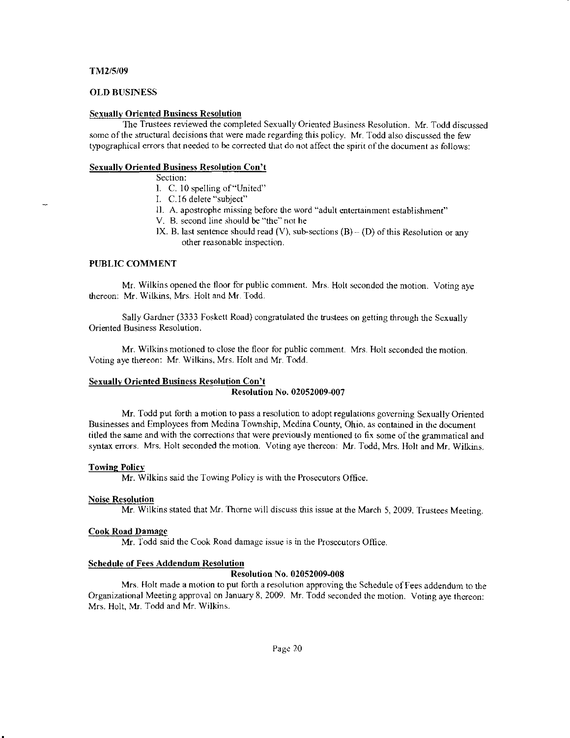TM2/5/09

## OLD BUSINESS

**Sexually Oriented Business Resolution**

The Trustees reviewed the completed Sexually Oriented Business Resolution. Mr. Todd discussed some of the structural decisions that were made regarding this policy. Mr. Todd also discussed the few typographical errors that needed to be corrected that do not affect the spirit of the document as follows:

**Sexually Oriented Business Resolution Con't**

Section:

- I. C. 10 spelling of "United"
- I. C.16 delete "subject"
- II. A. apostrophe missing before the word "adult entertainment establishment"
- V. B. second line should be "the" not he
- IX. B. last sentence should read (V), sub-sections (B) – (D) of this Resolution or any other reasonable inspection.

## PUBLIC COMMENT

Mr. Wilkins opened the floor for public comment. Mrs. Holt seconded the motion. Voting aye thereon: Mr. Wilkins, Mrs. Holt and Mr. Todd.

Sally Gardner (3333 Foskett Road) congratulated the trustees on getting through the Sexually Oriented Business Resolution.

Mr. Wilkins motioned to close the floor for public comment. Mrs. Holt seconded the motion. Voting aye thereon: Mr. Wilkins, Mrs. Holt and Mr. Todd.

**Sexually Oriented Business Resolution Con't**

**Resolution No. 02052009-007**

Mr. Todd put forth a motion to pass a resolution to adopt regulations governing Sexually Oriented Businesses and Employees from Medina Township, Medina County, Ohio, as contained in the document titled the same and with the corrections that were previously mentioned to fix some of the grammatical and syntax errors. Mrs. Holt seconded the motion. Voting aye thereon: Mr. Todd, Mrs. Holt and Mr. Wilkins.

**Towing Policy**

Mr. Wilkins said the Towing Policy is with the Prosecutors Office.

**Noise Resolution**

Mr. Wilkins stated that Mr. Thorne will discuss this issue at the March 5, 2009, Trustees Meeting.

**Cook Road Damage**

Mr. Todd said the Cook Road damage issue is in the Prosecutors Office.

**Schedule of Fees Addendum Resolution**

**Resolution No. 02052009-008**

Mrs. Holt made a motion to put forth a resolution approving the Schedule of Fees addendum to the Organizational Meeting approval on January 8, 2009. Mr. Todd seconded the motion. Voting aye thereon: Mrs. Holt, Mr. Todd and Mr. Wilkins.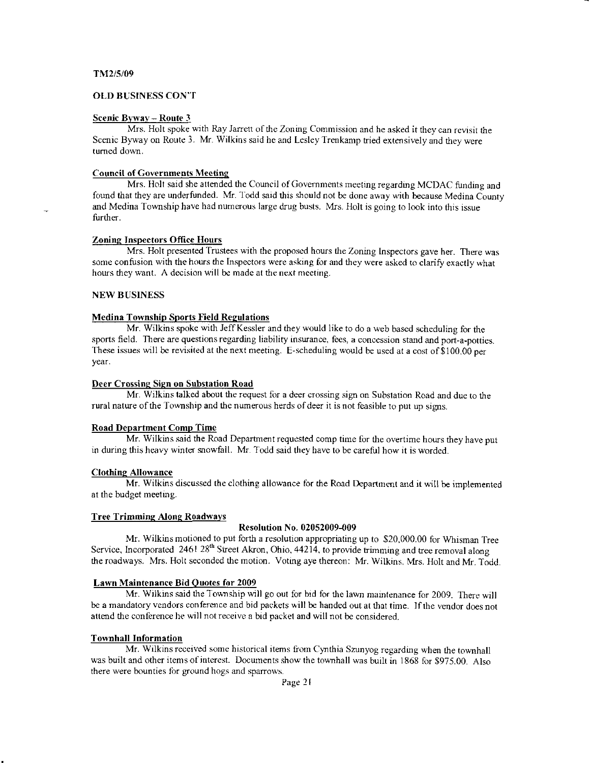TM2/5/09

**OLD BUSINESS CON'T**

**Scenic Byway – Route 3**

Mrs. Holt spoke with Ray Jarrett of the Zoning Commission and he asked it they can revisit the Scenic Byway on Route 3. Mr. Wilkins said he and Lesley Trenkamp tried extensively and they were turned down.

**Council of Governments Meeting**

Mrs. Holt said she attended the Council of Governments meeting regarding MCDAC funding and found that they are underfunded. Mr. Todd said this should not be done away with because Medina County and Medina Township have had numerous large drug busts. Mrs. Holt is going to look into this issue further.

**Zoning Inspectors Office Hours**

Mrs. Holt presented Trustees with the proposed hours the Zoning Inspectors gave her. There was some confusion with the hours the Inspectors were asking for and they were asked to clarify exactly what hours they want. A decision will be made at the next meeting.

**NEW BUSINESS**

**Medina Township Sports Field Regulations**

Mr. Wilkins spoke with Jeff Kessler and they would like to do a web based scheduling for the sports field. There are questions regarding liability insurance, fees, a concession stand and port-a-potties. These issues will be revisited at the next meeting. E-scheduling would be used at a cost of $100.00 per year.

**Deer Crossing Sign on Substation Road**

Mr. Wilkins talked about the request for a deer crossing sign on Substation Road and due to the rural nature of the Township and the numerous herds of deer it is not feasible to put up signs.

**Road Department Comp Time**

Mr. Wilkins said the Road Department requested comp time for the overtime hours they have put in during this heavy winter snowfall. Mr. Todd said they have to be careful how it is worded.

**Clothing Allowance**

Mr. Wilkins discussed the clothing allowance for the Road Department and it will be implemented at the budget meeting.

**Tree Trimming Along Roadways**

**Resolution No. 02052009-009**

Mr. Wilkins motioned to put forth a resolution appropriating up to $20,000.00 for Whisman Tree Service, Incorporated 2461 28th Street Akron, Ohio, 44214, to provide trimming and tree removal along the roadways. Mrs. Holt seconded the motion. Voting aye thereon: Mr. Wilkins, Mrs. Holt and Mr. Todd.

**Lawn Maintenance Bid Quotes for 2009**

Mr. Wilkins said the Township will go out for bid for the lawn maintenance for 2009. There will be a mandatory vendors conference and bid packets will be handed out at that time. If the vendor does not attend the conference he will not receive a bid packet and will not be considered.

**Townhall Information**

Mr. Wilkins received some historical items from Cynthia Szunyog regarding when the townhall was built and other items of interest. Documents show the townhall was built in 1868 for $975.00. Also there were bounties for ground hogs and sparrows.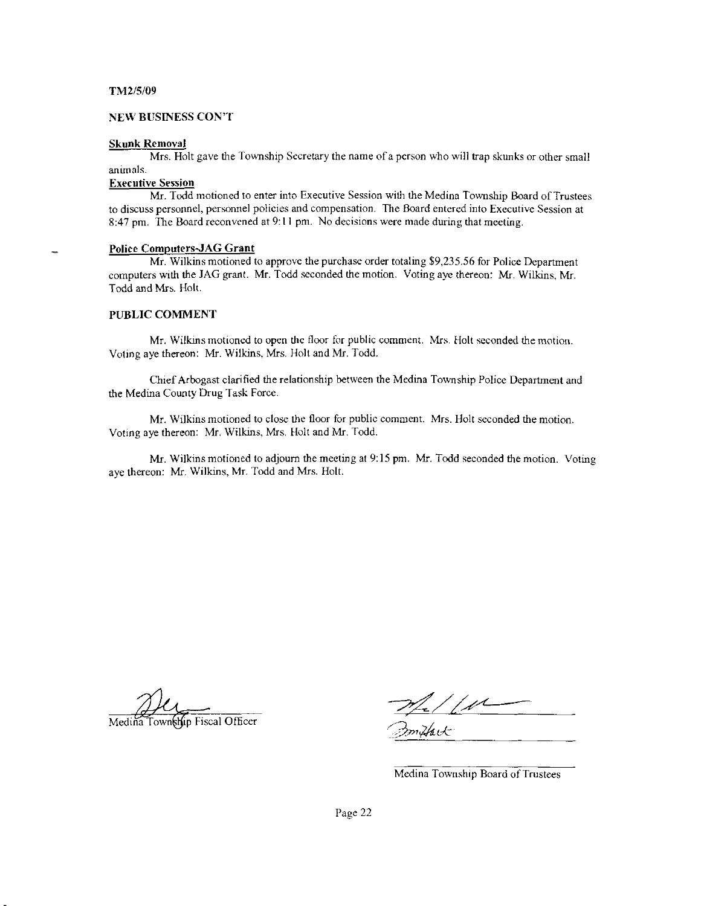TM2/5/09

**NEW BUSINESS CON'T**

**Skunk Removal**

Mrs. Holt gave the Township Secretary the name of a person who will trap skunks or other small animals.

**Executive Session**

Mr. Todd motioned to enter into Executive Session with the Medina Township Board of Trustees to discuss personnel, personnel policies and compensation. The Board entered into Executive Session at 8:47 pm. The Board reconvened at 9:11 pm. No decisions were made during that meeting.

**Police Computers-JAG Grant**

Mr. Wilkins motioned to approve the purchase order totaling $9,235.56 for Police Department computers with the JAG grant. Mr. Todd seconded the motion. Voting aye thereon: Mr. Wilkins, Mr. Todd and Mrs. Holt.

**PUBLIC COMMENT**

Mr. Wilkins motioned to open the floor for public comment. Mrs. Holt seconded the motion. Voting aye thereon: Mr. Wilkins, Mrs. Holt and Mr. Todd.

Chief Arbogast clarified the relationship between the Medina Township Police Department and the Medina County Drug Task Force.

Mr. Wilkins motioned to close the floor for public comment. Mrs. Holt seconded the motion. Voting aye thereon: Mr. Wilkins, Mrs. Holt and Mr. Todd.

Mr. Wilkins motioned to adjourn the meeting at 9:15 pm. Mr. Todd seconded the motion. Voting aye thereon: Mr. Wilkins, Mr. Todd and Mrs. Holt.

Medina Township Fiscal Officer

Medina Township Board of Trustees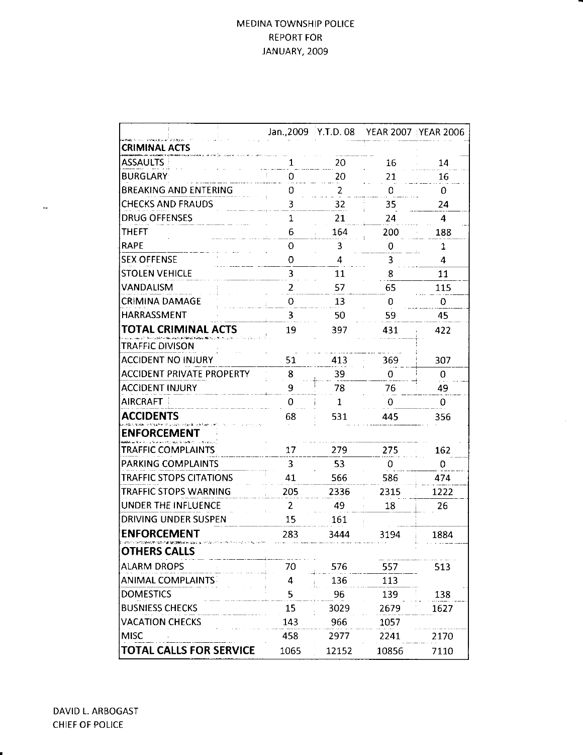MEDINA TOWNSHIP POLICE
REPORT FOR
JANUARY, 2009

| | Jan.,2009 | Y.T.D. 08 | YEAR 2007 | YEAR 2006 |
|---|---|---|---|---|
| **CRIMINAL ACTS** | | | | |
| ASSAULTS | 1 | 20 | 16 | 14 |
| BURGLARY | 0 | 20 | 21 | 16 |
| BREAKING AND ENTERING | 0 | 2 | 0 | 0 |
| CHECKS AND FRAUDS | 3 | 32 | 35 | 24 |
| DRUG OFFENSES | 1 | 21 | 24 | 4 |
| THEFT | 6 | 164 | 200 | 188 |
| RAPE | 0 | 3 | 0 | 1 |
| SEX OFFENSE | 0 | 4 | 3 | 4 |
| STOLEN VEHICLE | 3 | 11 | 8 | 11 |
| VANDALISM | 2 | 57 | 65 | 115 |
| CRIMINA DAMAGE | 0 | 13 | 0 | 0 |
| HARRASSMENT | 3 | 50 | 59 | 45 |
| **TOTAL CRIMINAL ACTS** | 19 | 397 | 431 | 422 |
| TRAFFIC DIVISON | | | | |
| ACCIDENT NO INJURY | 51 | 413 | 369 | 307 |
| ACCIDENT PRIVATE PROPERTY | 8 | 39 | 0 | 0 |
| ACCIDENT INJURY | 9 | 78 | 76 | 49 |
| AIRCRAFT | 0 | 1 | 0 | 0 |
| **ACCIDENTS** | 68 | 531 | 445 | 356 |
| **ENFORCEMENT** | | | | |
| TRAFFIC COMPLAINTS | 17 | 279 | 275 | 162 |
| PARKING COMPLAINTS | 3 | 53 | 0 | 0 |
| TRAFFIC STOPS CITATIONS | 41 | 566 | 586 | 474 |
| TRAFFIC STOPS WARNING | 205 | 2336 | 2315 | 1222 |
| UNDER THE INFLUENCE | 2 | 49 | 18 | 26 |
| DRIVING UNDER SUSPEN | 15 | 161 | | |
| **ENFORCEMENT** | 283 | 3444 | 3194 | 1884 |
| **OTHERS CALLS** | | | | |
| ALARM DROPS | 70 | 576 | 557 | 513 |
| ANIMAL COMPLAINTS | 4 | 136 | 113 | |
| DOMESTICS | 5 | 96 | 139 | 138 |
| BUSNIESS CHECKS | 15 | 3029 | 2679 | 1627 |
| VACATION CHECKS | 143 | 966 | 1057 | |
| MISC | 458 | 2977 | 2241 | 2170 |
| **TOTAL CALLS FOR SERVICE** | 1065 | 12152 | 10856 | 7110 |

DAVID L. ARBOGAST
CHIEF OF POLICE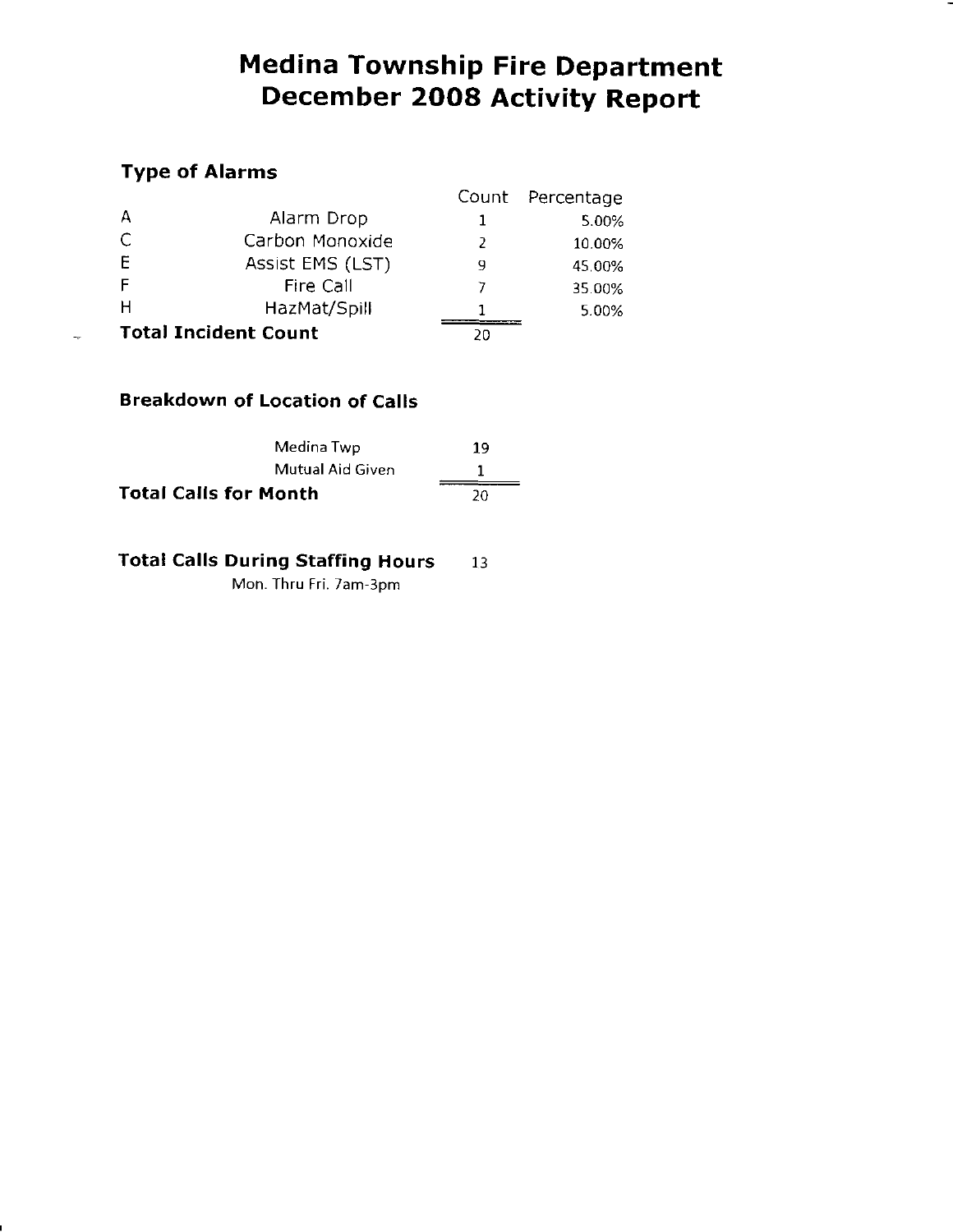# Medina Township Fire Department
# December 2008 Activity Report

## Type of Alarms

| | | Count | Percentage |
|---|---|---|---|
| A | Alarm Drop | 1 | 5.00% |
| C | Carbon Monoxide | 2 | 10.00% |
| E | Assist EMS (LST) | 9 | 45.00% |
| F | Fire Call | 7 | 35.00% |
| H | HazMat/Spill | 1 | 5.00% |
| **Total Incident Count** | | 20 | |

## Breakdown of Location of Calls

| | |
|---|---|
| Medina Twp | 19 |
| Mutual Aid Given | 1 |
| **Total Calls for Month** | 20 |

**Total Calls During Staffing Hours** 13

Mon. Thru Fri. 7am-3pm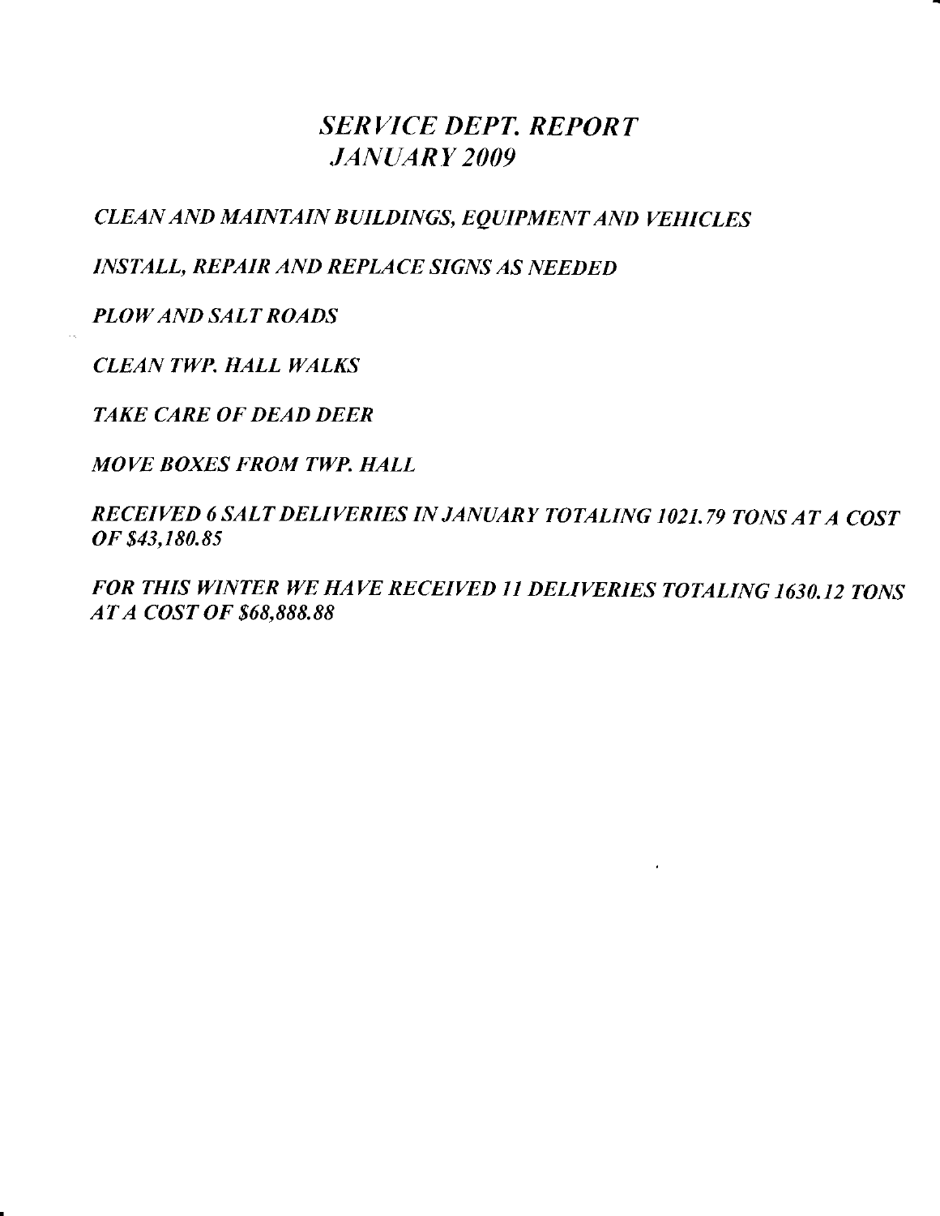# *SERVICE DEPT. REPORT*
# *JANUARY 2009*

*CLEAN AND MAINTAIN BUILDINGS, EQUIPMENT AND VEHICLES*

*INSTALL, REPAIR AND REPLACE SIGNS AS NEEDED*

*PLOW AND SALT ROADS*

*CLEAN TWP. HALL WALKS*

*TAKE CARE OF DEAD DEER*

*MOVE BOXES FROM TWP. HALL*

*RECEIVED 6 SALT DELIVERIES IN JANUARY TOTALING 1021.79 TONS AT A COST OF $43,180.85*

*FOR THIS WINTER WE HAVE RECEIVED 11 DELIVERIES TOTALING 1630.12 TONS AT A COST OF $68,888.88*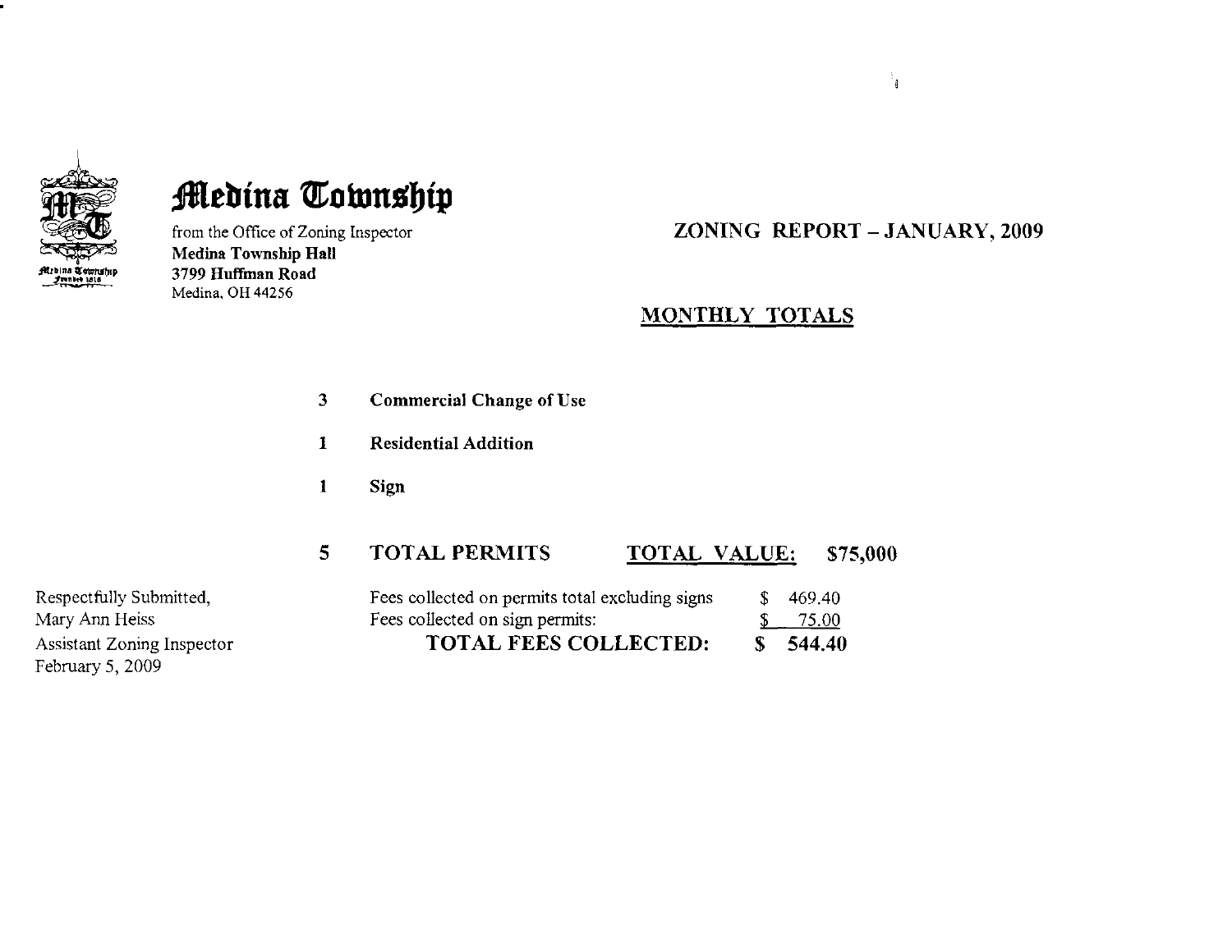# Medina Township

from the Office of Zoning Inspector
**Medina Township Hall**
**3799 Huffman Road**
Medina, OH 44256

**ZONING REPORT – JANUARY, 2009**

## MONTHLY TOTALS

| | |
|---|---|
| **3** | **Commercial Change of Use** |
| **1** | **Residential Addition** |
| **1** | **Sign** |
| **5** | **TOTAL PERMITS** |

**TOTAL VALUE:** **$75,000**

| | |
|---|---|
| Fees collected on permits total excluding signs | $ 469.40 |
| Fees collected on sign permits: | $ 75.00 |
| **TOTAL FEES COLLECTED:** | **$ 544.40** |

Respectfully Submitted,
Mary Ann Heiss
Assistant Zoning Inspector
February 5, 2009